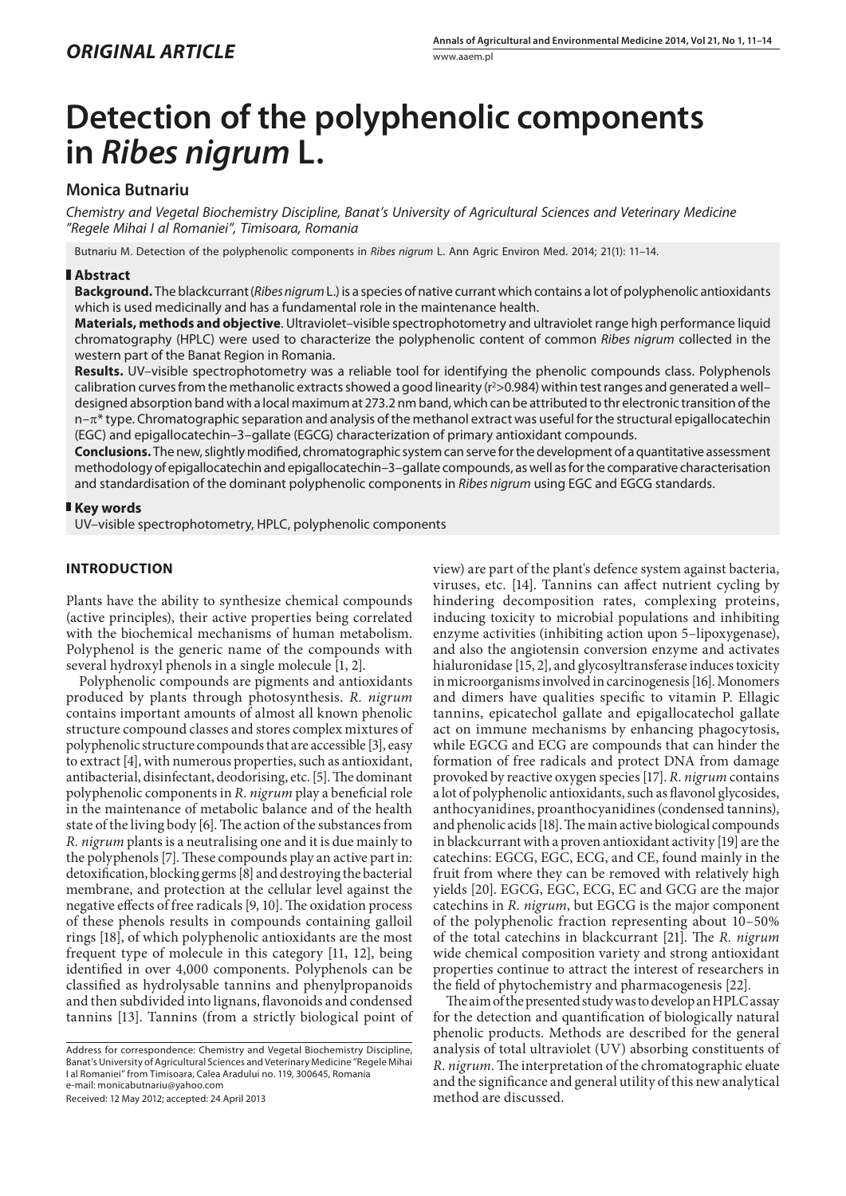*ORIGINAL ARTICLE*

# Detection of the polyphenolic components in *Ribes nigrum* L.

## Monica Butnariu

*Chemistry and Vegetal Biochemistry Discipline, Banat's University of Agricultural Sciences and Veterinary Medicine "Regele Mihai I al Romaniei", Timisoara, Romania*

Butnariu M. Detection of the polyphenolic components in *Ribes nigrum* L. Ann Agric Environ Med. 2014; 21(1): 11–14.

### Abstract

**Background.** The blackcurrant (*Ribes nigrum* L.) is a species of native currant which contains a lot of polyphenolic antioxidants which is used medicinally and has a fundamental role in the maintenance health.

**Materials, methods and objective**. Ultraviolet–visible spectrophotometry and ultraviolet range high performance liquid chromatography (HPLC) were used to characterize the polyphenolic content of common *Ribes nigrum* collected in the western part of the Banat Region in Romania.

**Results.** UV–visible spectrophotometry was a reliable tool for identifying the phenolic compounds class. Polyphenols calibration curves from the methanolic extracts showed a good linearity ($r^2$>0.984) within test ranges and generated a well–designed absorption band with a local maximum at 273.2 nm band, which can be attributed to thr electronic transition of the n–π* type. Chromatographic separation and analysis of the methanol extract was useful for the structural epigallocatechin (EGC) and epigallocatechin–3–gallate (EGCG) characterization of primary antioxidant compounds.

**Conclusions.** The new, slightly modified, chromatographic system can serve for the development of a quantitative assessment methodology of epigallocatechin and epigallocatechin–3–gallate compounds, as well as for the comparative characterisation and standardisation of the dominant polyphenolic components in *Ribes nigrum* using EGC and EGCG standards.

### Key words

UV–visible spectrophotometry, HPLC, polyphenolic components

## INTRODUCTION

Plants have the ability to synthesize chemical compounds (active principles), their active properties being correlated with the biochemical mechanisms of human metabolism. Polyphenol is the generic name of the compounds with several hydroxyl phenols in a single molecule [1, 2].

Polyphenolic compounds are pigments and antioxidants produced by plants through photosynthesis. *R. nigrum* contains important amounts of almost all known phenolic structure compound classes and stores complex mixtures of polyphenolic structure compounds that are accessible [3], easy to extract [4], with numerous properties, such as antioxidant, antibacterial, disinfectant, deodorising, etc. [5]. The dominant polyphenolic components in *R. nigrum* play a beneficial role in the maintenance of metabolic balance and of the health state of the living body [6]. The action of the substances from *R. nigrum* plants is a neutralising one and it is due mainly to the polyphenols [7]. These compounds play an active part in: detoxification, blocking germs [8] and destroying the bacterial membrane, and protection at the cellular level against the negative effects of free radicals [9, 10]. The oxidation process of these phenols results in compounds containing galloil rings [18], of which polyphenolic antioxidants are the most frequent type of molecule in this category [11, 12], being identified in over 4,000 components. Polyphenols can be classified as hydrolysable tannins and phenylpropanoids and then subdivided into lignans, flavonoids and condensed tannins [13]. Tannins (from a strictly biological point of view) are part of the plant's defence system against bacteria, viruses, etc. [14]. Tannins can affect nutrient cycling by hindering decomposition rates, complexing proteins, inducing toxicity to microbial populations and inhibiting enzyme activities (inhibiting action upon 5–lipoxygenase), and also the angiotensin conversion enzyme and activates hialuronidase [15, 2], and glycosyltransferase induces toxicity in microorganisms involved in carcinogenesis [16]. Monomers and dimers have qualities specific to vitamin P. Ellagic tannins, epicatechol gallate and epigallocatechol gallate act on immune mechanisms by enhancing phagocytosis, while EGCG and ECG are compounds that can hinder the formation of free radicals and protect DNA from damage provoked by reactive oxygen species [17]. *R. nigrum* contains a lot of polyphenolic antioxidants, such as flavonol glycosides, anthocyanidines, proanthocyanidines (condensed tannins), and phenolic acids [18]. The main active biological compounds in blackcurrant with a proven antioxidant activity [19] are the catechins: EGCG, EGC, ECG, and CE, found mainly in the fruit from where they can be removed with relatively high yields [20]. EGCG, EGC, ECG, EC and GCG are the major catechins in *R. nigrum*, but EGCG is the major component of the polyphenolic fraction representing about 10–50% of the total catechins in blackcurrant [21]. The *R. nigrum* wide chemical composition variety and strong antioxidant properties continue to attract the interest of researchers in the field of phytochemistry and pharmacogenesis [22].

The aim of the presented study was to develop an HPLC assay for the detection and quantification of biologically natural phenolic products. Methods are described for the general analysis of total ultraviolet (UV) absorbing constituents of *R. nigrum*. The interpretation of the chromatographic eluate and the significance and general utility of this new analytical method are discussed.

Address for correspondence: Chemistry and Vegetal Biochemistry Discipline, Banat's University of Agricultural Sciences and Veterinary Medicine "Regele Mihai I al Romaniei" from Timisoara, Calea Aradului no. 119, 300645, Romania
e-mail: monicabutnariu@yahoo.com

Received: 12 May 2012; accepted: 24 April 2013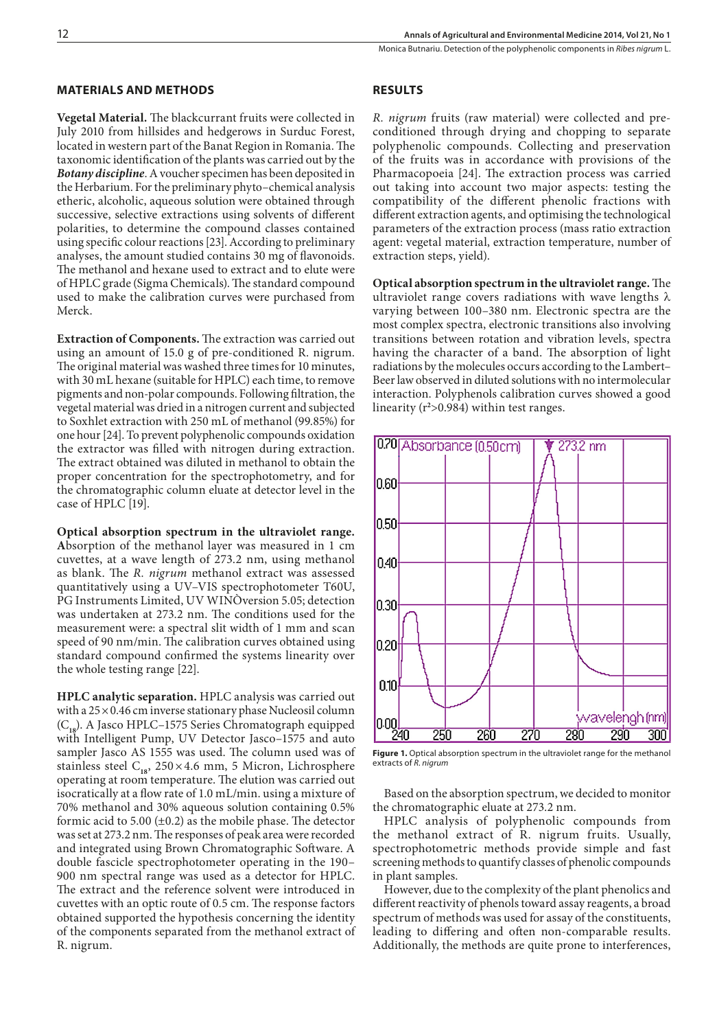## MATERIALS AND METHODS

**Vegetal Material.** The blackcurrant fruits were collected in July 2010 from hillsides and hedgerows in Surduc Forest, located in western part of the Banat Region in Romania. The taxonomic identification of the plants was carried out by the ***Botany discipline***. A voucher specimen has been deposited in the Herbarium. For the preliminary phyto–chemical analysis etheric, alcoholic, aqueous solution were obtained through successive, selective extractions using solvents of different polarities, to determine the compound classes contained using specific colour reactions [23]. According to preliminary analyses, the amount studied contains 30 mg of flavonoids. The methanol and hexane used to extract and to elute were of HPLC grade (Sigma Chemicals). The standard compound used to make the calibration curves were purchased from Merck.

**Extraction of Components.** The extraction was carried out using an amount of 15.0 g of pre-conditioned R. nigrum. The original material was washed three times for 10 minutes, with 30 mL hexane (suitable for HPLC) each time, to remove pigments and non-polar compounds. Following filtration, the vegetal material was dried in a nitrogen current and subjected to Soxhlet extraction with 250 mL of methanol (99.85%) for one hour [24]. To prevent polyphenolic compounds oxidation the extractor was filled with nitrogen during extraction. The extract obtained was diluted in methanol to obtain the proper concentration for the spectrophotometry, and for the chromatographic column eluate at detector level in the case of HPLC [19].

**Optical absorption spectrum in the ultraviolet range. A**bsorption of the methanol layer was measured in 1 cm cuvettes, at a wave length of 273.2 nm, using methanol as blank. The *R. nigrum* methanol extract was assessed quantitatively using a UV–VIS spectrophotometer T60U, PG Instruments Limited, UV WINÒversion 5.05; detection was undertaken at 273.2 nm. The conditions used for the measurement were: a spectral slit width of 1 mm and scan speed of 90 nm/min. The calibration curves obtained using standard compound confirmed the systems linearity over the whole testing range [22].

**HPLC analytic separation.** HPLC analysis was carried out with a 25 × 0.46 cm inverse stationary phase Nucleosil column ($C_{18}$). A Jasco HPLC–1575 Series Chromatograph equipped with Intelligent Pump, UV Detector Jasco–1575 and auto sampler Jasco AS 1555 was used. The column used was of stainless steel $C_{18}$, 250 × 4.6 mm, 5 Micron, Lichrosphere operating at room temperature. The elution was carried out isocratically at a flow rate of 1.0 mL/min. using a mixture of 70% methanol and 30% aqueous solution containing 0.5% formic acid to 5.00 (±0.2) as the mobile phase. The detector was set at 273.2 nm. The responses of peak area were recorded and integrated using Brown Chromatographic Software. A double fascicle spectrophotometer operating in the 190–900 nm spectral range was used as a detector for HPLC. The extract and the reference solvent were introduced in cuvettes with an optic route of 0.5 cm. The response factors obtained supported the hypothesis concerning the identity of the components separated from the methanol extract of R. nigrum.

## RESULTS

*R. nigrum* fruits (raw material) were collected and pre-conditioned through drying and chopping to separate polyphenolic compounds. Collecting and preservation of the fruits was in accordance with provisions of the Pharmacopoeia [24]. The extraction process was carried out taking into account two major aspects: testing the compatibility of the different phenolic fractions with different extraction agents, and optimising the technological parameters of the extraction process (mass ratio extraction agent: vegetal material, extraction temperature, number of extraction steps, yield).

**Optical absorption spectrum in the ultraviolet range.** The ultraviolet range covers radiations with wave lengths λ varying between 100–380 nm. Electronic spectra are the most complex spectra, electronic transitions also involving transitions between rotation and vibration levels, spectra having the character of a band. The absorption of light radiations by the molecules occurs according to the Lambert–Beer law observed in diluted solutions with no intermolecular interaction. Polyphenols calibration curves showed a good linearity ($r^2$>0.984) within test ranges.

**Figure 1.** Optical absorption spectrum in the ultraviolet range for the methanol extracts of *R. nigrum*

Based on the absorption spectrum, we decided to monitor the chromatographic eluate at 273.2 nm.

HPLC analysis of polyphenolic compounds from the methanol extract of R. nigrum fruits. Usually, spectrophotometric methods provide simple and fast screening methods to quantify classes of phenolic compounds in plant samples.

However, due to the complexity of the plant phenolics and different reactivity of phenols toward assay reagents, a broad spectrum of methods was used for assay of the constituents, leading to differing and often non-comparable results. Additionally, the methods are quite prone to interferences,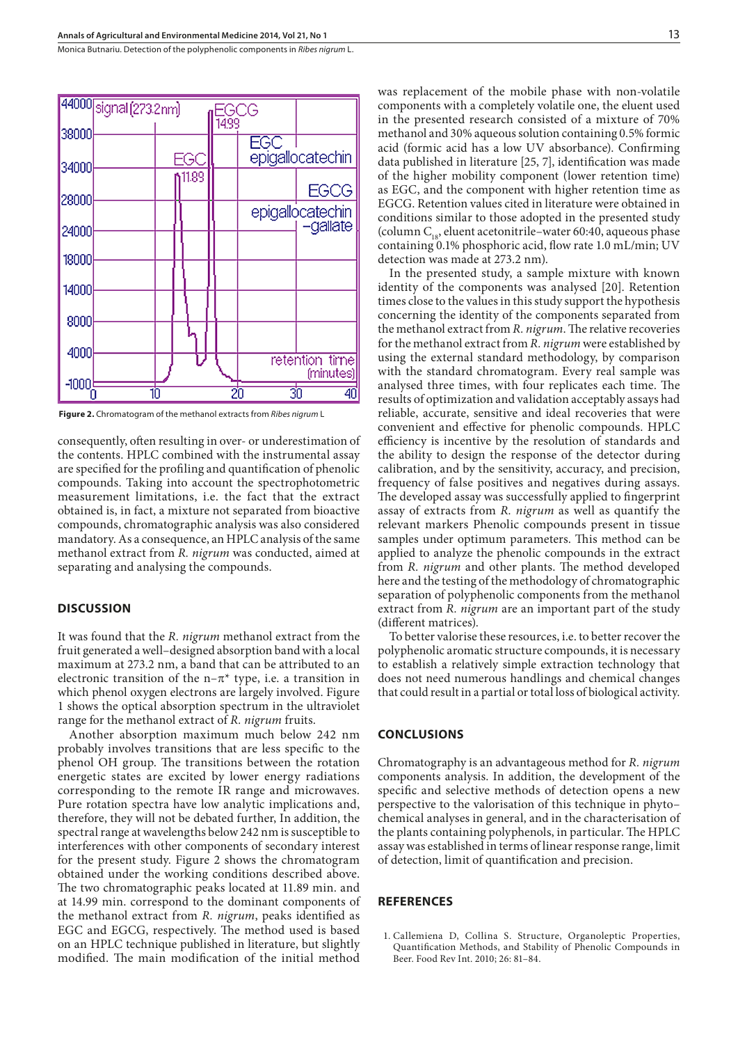Figure 2. Chromatogram of the methanol extracts from *Ribes nigrum* L

consequently, often resulting in over- or underestimation of the contents. HPLC combined with the instrumental assay are specified for the profiling and quantification of phenolic compounds. Taking into account the spectrophotometric measurement limitations, i.e. the fact that the extract obtained is, in fact, a mixture not separated from bioactive compounds, chromatographic analysis was also considered mandatory. As a consequence, an HPLC analysis of the same methanol extract from *R. nigrum* was conducted, aimed at separating and analysing the compounds.

## DISCUSSION

It was found that the *R. nigrum* methanol extract from the fruit generated a well–designed absorption band with a local maximum at 273.2 nm, a band that can be attributed to an electronic transition of the n–π* type, i.e. a transition in which phenol oxygen electrons are largely involved. Figure 1 shows the optical absorption spectrum in the ultraviolet range for the methanol extract of *R. nigrum* fruits.

Another absorption maximum much below 242 nm probably involves transitions that are less specific to the phenol OH group. The transitions between the rotation energetic states are excited by lower energy radiations corresponding to the remote IR range and microwaves. Pure rotation spectra have low analytic implications and, therefore, they will not be debated further, In addition, the spectral range at wavelengths below 242 nm is susceptible to interferences with other components of secondary interest for the present study. Figure 2 shows the chromatogram obtained under the working conditions described above. The two chromatographic peaks located at 11.89 min. and at 14.99 min. correspond to the dominant components of the methanol extract from *R. nigrum*, peaks identified as EGC and EGCG, respectively. The method used is based on an HPLC technique published in literature, but slightly modified. The main modification of the initial method was replacement of the mobile phase with non-volatile components with a completely volatile one, the eluent used in the presented research consisted of a mixture of 70% methanol and 30% aqueous solution containing 0.5% formic acid (formic acid has a low UV absorbance). Confirming data published in literature [25, 7], identification was made of the higher mobility component (lower retention time) as EGC, and the component with higher retention time as EGCG. Retention values cited in literature were obtained in conditions similar to those adopted in the presented study (column $C_{18}$, eluent acetonitrile–water 60:40, aqueous phase containing 0.1% phosphoric acid, flow rate 1.0 mL/min; UV detection was made at 273.2 nm).

In the presented study, a sample mixture with known identity of the components was analysed [20]. Retention times close to the values in this study support the hypothesis concerning the identity of the components separated from the methanol extract from *R. nigrum*. The relative recoveries for the methanol extract from *R. nigrum* were established by using the external standard methodology, by comparison with the standard chromatogram. Every real sample was analysed three times, with four replicates each time. The results of optimization and validation acceptably assays had reliable, accurate, sensitive and ideal recoveries that were convenient and effective for phenolic compounds. HPLC efficiency is incentive by the resolution of standards and the ability to design the response of the detector during calibration, and by the sensitivity, accuracy, and precision, frequency of false positives and negatives during assays. The developed assay was successfully applied to fingerprint assay of extracts from *R. nigrum* as well as quantify the relevant markers Phenolic compounds present in tissue samples under optimum parameters. This method can be applied to analyze the phenolic compounds in the extract from *R. nigrum* and other plants. The method developed here and the testing of the methodology of chromatographic separation of polyphenolic components from the methanol extract from *R. nigrum* are an important part of the study (different matrices).

To better valorise these resources, i.e. to better recover the polyphenolic aromatic structure compounds, it is necessary to establish a relatively simple extraction technology that does not need numerous handlings and chemical changes that could result in a partial or total loss of biological activity.

## CONCLUSIONS

Chromatography is an advantageous method for *R. nigrum* components analysis. In addition, the development of the specific and selective methods of detection opens a new perspective to the valorisation of this technique in phyto–chemical analyses in general, and in the characterisation of the plants containing polyphenols, in particular. The HPLC assay was established in terms of linear response range, limit of detection, limit of quantification and precision.

## REFERENCES

1. Callemiena D, Collina S. Structure, Organoleptic Properties, Quantification Methods, and Stability of Phenolic Compounds in Beer. Food Rev Int. 2010; 26: 81–84.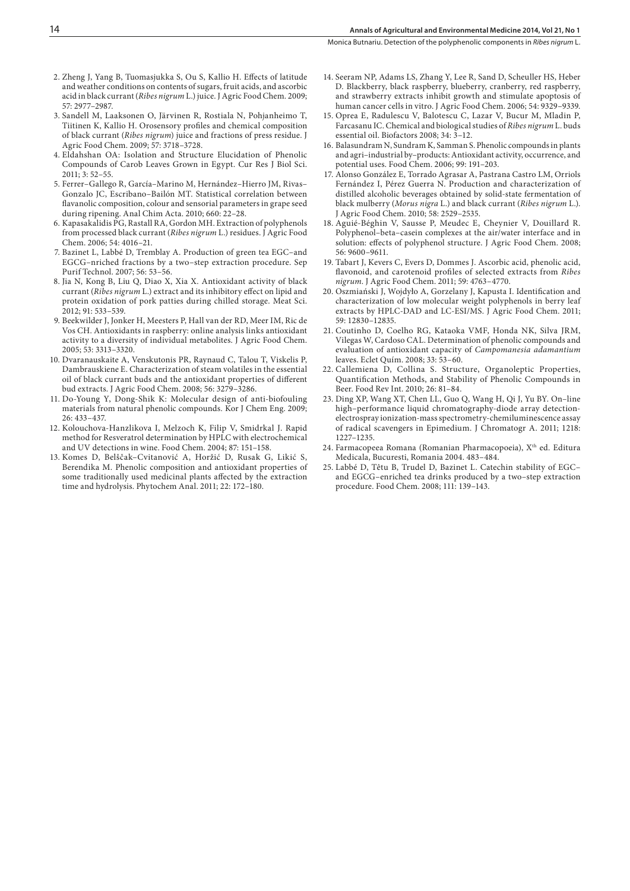2. Zheng J, Yang B, Tuomasjukka S, Ou S, Kallio H. Effects of latitude and weather conditions on contents of sugars, fruit acids, and ascorbic acid in black currant (*Ribes nigrum* L.) juice. J Agric Food Chem. 2009; 57: 2977–2987.
3. Sandell M, Laaksonen O, Järvinen R, Rostiala N, Pohjanheimo T, Tiitinen K, Kallio H. Orosensory profiles and chemical composition of black currant (*Ribes nigrum*) juice and fractions of press residue. J Agric Food Chem. 2009; 57: 3718–3728.
4. Eldahshan OA: Isolation and Structure Elucidation of Phenolic Compounds of Carob Leaves Grown in Egypt. Cur Res J Biol Sci. 2011; 3: 52–55.
5. Ferrer–Gallego R, García–Marino M, Hernández–Hierro JM, Rivas–Gonzalo JC, Escribano–Bailón MT. Statistical correlation between flavanolic composition, colour and sensorial parameters in grape seed during ripening. Anal Chim Acta. 2010; 660: 22–28.
6. Kapasakalidis PG, Rastall RA, Gordon MH. Extraction of polyphenols from processed black currant (*Ribes nigrum* L.) residues. J Agric Food Chem. 2006; 54: 4016–21.
7. Bazinet L, Labbé D, Tremblay A. Production of green tea EGC–and EGCG–nriched fractions by a two–step extraction procedure. Sep Purif Technol. 2007; 56: 53–56.
8. Jia N, Kong B, Liu Q, Diao X, Xia X. Antioxidant activity of black currant (*Ribes nigrum* L.) extract and its inhibitory effect on lipid and protein oxidation of pork patties during chilled storage. Meat Sci. 2012; 91: 533–539.
9. Beekwilder J, Jonker H, Meesters P, Hall van der RD, Meer IM, Ric de Vos CH. Antioxidants in raspberry: online analysis links antioxidant activity to a diversity of individual metabolites. J Agric Food Chem. 2005; 53: 3313–3320.
10. Dvaranauskaite A, Venskutonis PR, Raynaud C, Talou T, Viskelis P, Dambrauskiene E. Characterization of steam volatiles in the essential oil of black currant buds and the antioxidant properties of different bud extracts. J Agric Food Chem. 2008; 56: 3279–3286.
11. Do-Young Y, Dong-Shik K: Molecular design of anti-biofouling materials from natural phenolic compounds. Kor J Chem Eng. 2009; 26: 433–437.
12. Kolouchova-Hanzlikova I, Melzoch K, Filip V, Smidrkal J. Rapid method for Resveratrol determination by HPLC with electrochemical and UV detections in wine. Food Chem. 2004; 87: 151–158.
13. Komes D, Belščak–Cvitanović A, Horžić D, Rusak G, Likić S, Berendika M. Phenolic composition and antioxidant properties of some traditionally used medicinal plants affected by the extraction time and hydrolysis. Phytochem Anal. 2011; 22: 172–180.
14. Seeram NP, Adams LS, Zhang Y, Lee R, Sand D, Scheuller HS, Heber D. Blackberry, black raspberry, blueberry, cranberry, red raspberry, and strawberry extracts inhibit growth and stimulate apoptosis of human cancer cells in vitro. J Agric Food Chem. 2006; 54: 9329–9339.
15. Oprea E, Radulescu V, Balotescu C, Lazar V, Bucur M, Mladin P, Farcasanu IC. Chemical and biological studies of *Ribes nigrum* L. buds essential oil. Biofactors 2008; 34: 3–12.
16. Balasundram N, Sundram K, Samman S. Phenolic compounds in plants and agri–industrial by–products: Antioxidant activity, occurrence, and potential uses. Food Chem. 2006; 99: 191–203.
17. Alonso González E, Torrado Agrasar A, Pastrana Castro LM, Orriols Fernández I, Pérez Guerra N. Production and characterization of distilled alcoholic beverages obtained by solid-state fermentation of black mulberry (*Morus nigra* L.) and black currant (*Ribes nigrum* L.). J Agric Food Chem. 2010; 58: 2529–2535.
18. Aguié-Béghin V, Sausse P, Meudec E, Cheynier V, Douillard R. Polyphenol–beta–casein complexes at the air/water interface and in solution: effects of polyphenol structure. J Agric Food Chem. 2008; 56: 9600–9611.
19. Tabart J, Kevers C, Evers D, Dommes J. Ascorbic acid, phenolic acid, flavonoid, and carotenoid profiles of selected extracts from *Ribes nigrum*. J Agric Food Chem. 2011; 59: 4763–4770.
20. Oszmiański J, Wojdyło A, Gorzelany J, Kapusta I. Identification and characterization of low molecular weight polyphenols in berry leaf extracts by HPLC-DAD and LC-ESI/MS. J Agric Food Chem. 2011; 59: 12830–12835.
21. Coutinho D, Coelho RG, Kataoka VMF, Honda NK, Silva JRM, Vilegas W, Cardoso CAL. Determination of phenolic compounds and evaluation of antioxidant capacity of *Campomanesia adamantium* leaves. Eclet Quím. 2008; 33: 53–60.
22. Callemiena D, Collina S. Structure, Organoleptic Properties, Quantification Methods, and Stability of Phenolic Compounds in Beer. Food Rev Int. 2010; 26: 81–84.
23. Ding XP, Wang XT, Chen LL, Guo Q, Wang H, Qi J, Yu BY. On–line high–performance liquid chromatography-diode array detection-electrospray ionization-mass spectrometry-chemiluminescence assay of radical scavengers in Epimedium. J Chromatogr A. 2011; 1218: 1227–1235.
24. Farmacopeea Romana (Romanian Pharmacopoeia), X$^{th}$ ed. Editura Medicala, Bucuresti, Romania 2004. 483–484.
25. Labbé D, Têtu B, Trudel D, Bazinet L. Catechin stability of EGC– and EGCG–enriched tea drinks produced by a two–step extraction procedure. Food Chem. 2008; 111: 139–143.